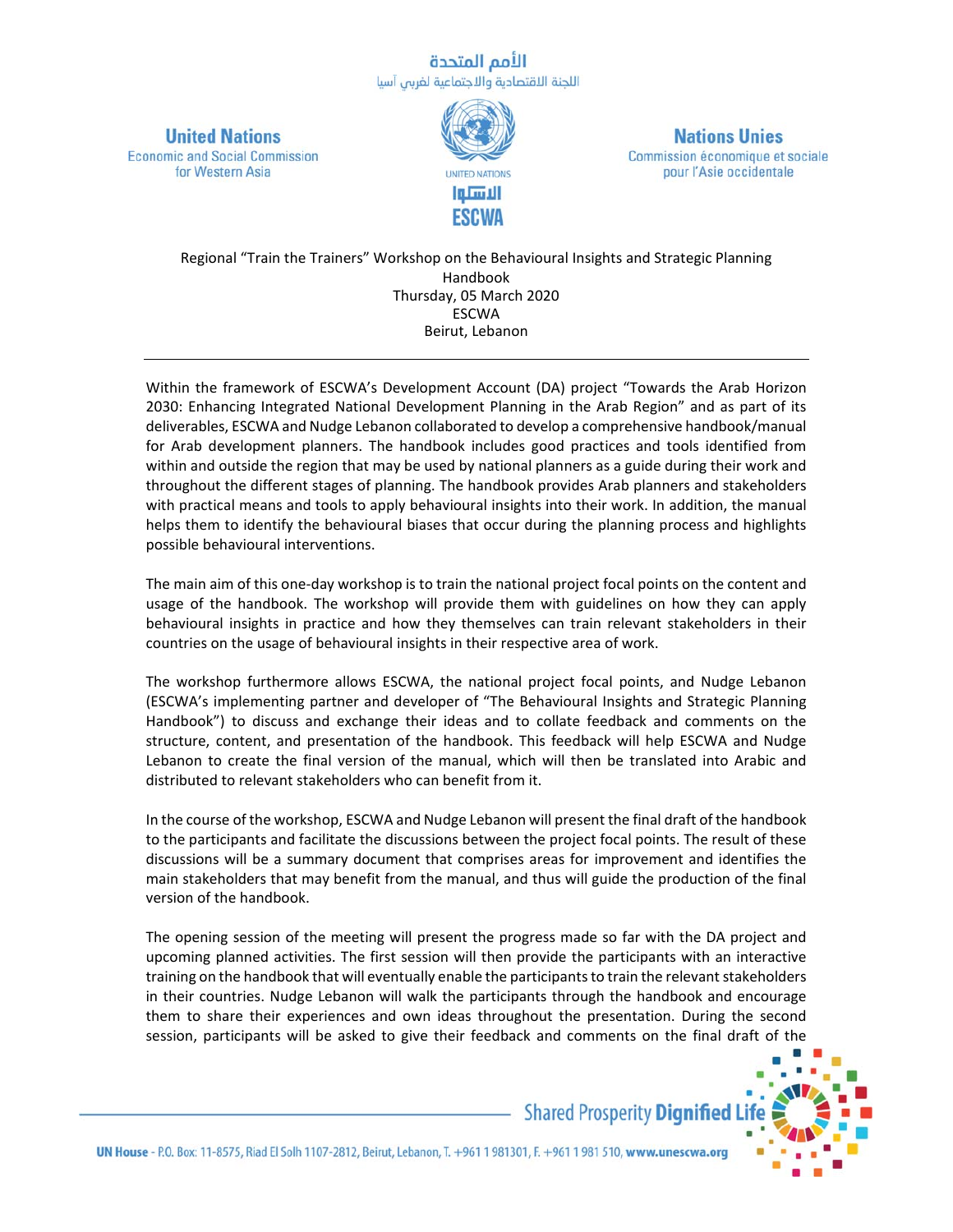الأمم المتحدة
اللجنة الاقتصادية والاجتماعية لغربي آسيا

**United Nations**
Economic and Social Commission for Western Asia

**Nations Unies**
Commission économique et sociale pour l'Asie occidentale

UNITED NATIONS
الاسكوا
ESCWA

Regional "Train the Trainers" Workshop on the Behavioural Insights and Strategic Planning Handbook
Thursday, 05 March 2020
ESCWA
Beirut, Lebanon

---

Within the framework of ESCWA's Development Account (DA) project "Towards the Arab Horizon 2030: Enhancing Integrated National Development Planning in the Arab Region" and as part of its deliverables, ESCWA and Nudge Lebanon collaborated to develop a comprehensive handbook/manual for Arab development planners. The handbook includes good practices and tools identified from within and outside the region that may be used by national planners as a guide during their work and throughout the different stages of planning. The handbook provides Arab planners and stakeholders with practical means and tools to apply behavioural insights into their work. In addition, the manual helps them to identify the behavioural biases that occur during the planning process and highlights possible behavioural interventions.

The main aim of this one-day workshop is to train the national project focal points on the content and usage of the handbook. The workshop will provide them with guidelines on how they can apply behavioural insights in practice and how they themselves can train relevant stakeholders in their countries on the usage of behavioural insights in their respective area of work.

The workshop furthermore allows ESCWA, the national project focal points, and Nudge Lebanon (ESCWA's implementing partner and developer of "The Behavioural Insights and Strategic Planning Handbook") to discuss and exchange their ideas and to collate feedback and comments on the structure, content, and presentation of the handbook. This feedback will help ESCWA and Nudge Lebanon to create the final version of the manual, which will then be translated into Arabic and distributed to relevant stakeholders who can benefit from it.

In the course of the workshop, ESCWA and Nudge Lebanon will present the final draft of the handbook to the participants and facilitate the discussions between the project focal points. The result of these discussions will be a summary document that comprises areas for improvement and identifies the main stakeholders that may benefit from the manual, and thus will guide the production of the final version of the handbook.

The opening session of the meeting will present the progress made so far with the DA project and upcoming planned activities. The first session will then provide the participants with an interactive training on the handbook that will eventually enable the participants to train the relevant stakeholders in their countries. Nudge Lebanon will walk the participants through the handbook and encourage them to share their experiences and own ideas throughout the presentation. During the second session, participants will be asked to give their feedback and comments on the final draft of the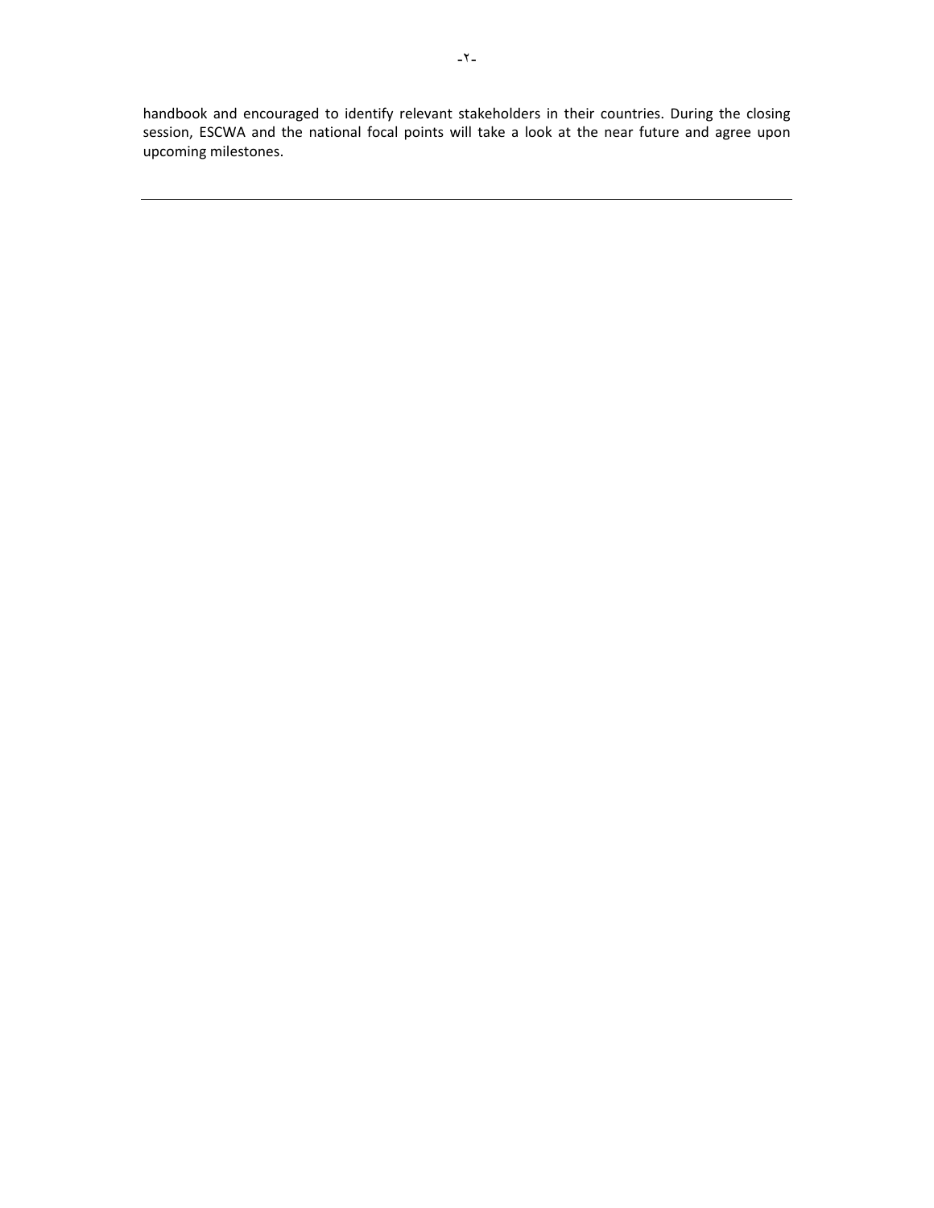handbook and encouraged to identify relevant stakeholders in their countries. During the closing session, ESCWA and the national focal points will take a look at the near future and agree upon upcoming milestones.

---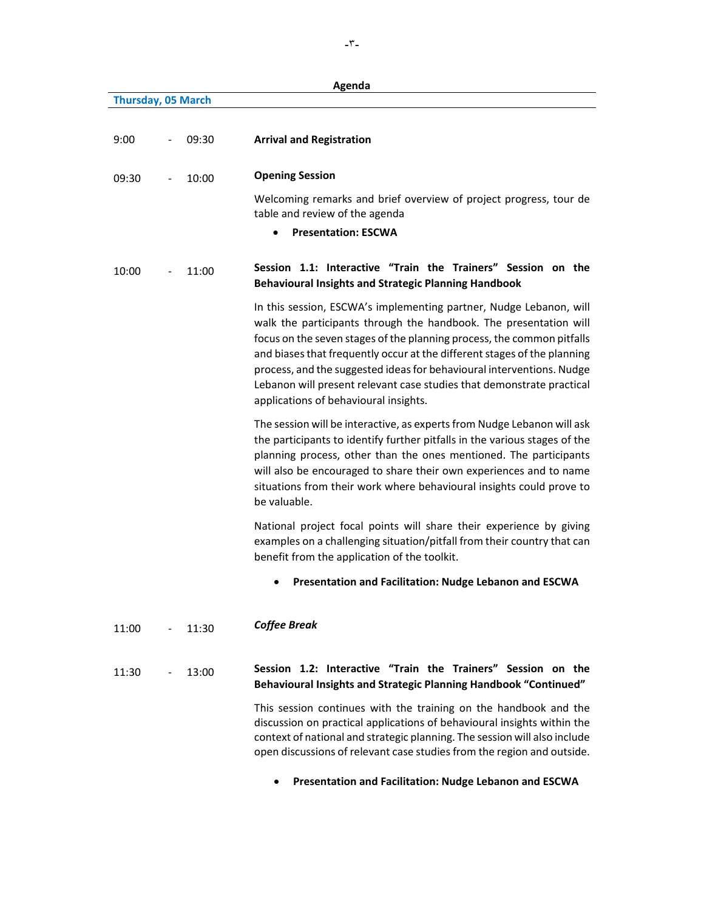**Agenda**

**Thursday, 05 March**

9:00 - 09:30 **Arrival and Registration**

09:30 - 10:00 **Opening Session**

Welcoming remarks and brief overview of project progress, tour de table and review of the agenda

- **Presentation: ESCWA**

10:00 - 11:00 **Session 1.1: Interactive "Train the Trainers" Session on the Behavioural Insights and Strategic Planning Handbook**

In this session, ESCWA's implementing partner, Nudge Lebanon, will walk the participants through the handbook. The presentation will focus on the seven stages of the planning process, the common pitfalls and biases that frequently occur at the different stages of the planning process, and the suggested ideas for behavioural interventions. Nudge Lebanon will present relevant case studies that demonstrate practical applications of behavioural insights.

The session will be interactive, as experts from Nudge Lebanon will ask the participants to identify further pitfalls in the various stages of the planning process, other than the ones mentioned. The participants will also be encouraged to share their own experiences and to name situations from their work where behavioural insights could prove to be valuable.

National project focal points will share their experience by giving examples on a challenging situation/pitfall from their country that can benefit from the application of the toolkit.

- **Presentation and Facilitation: Nudge Lebanon and ESCWA**

11:00 - 11:30 ***Coffee Break***

11:30 - 13:00 **Session 1.2: Interactive "Train the Trainers" Session on the Behavioural Insights and Strategic Planning Handbook "Continued"**

This session continues with the training on the handbook and the discussion on practical applications of behavioural insights within the context of national and strategic planning. The session will also include open discussions of relevant case studies from the region and outside.

- **Presentation and Facilitation: Nudge Lebanon and ESCWA**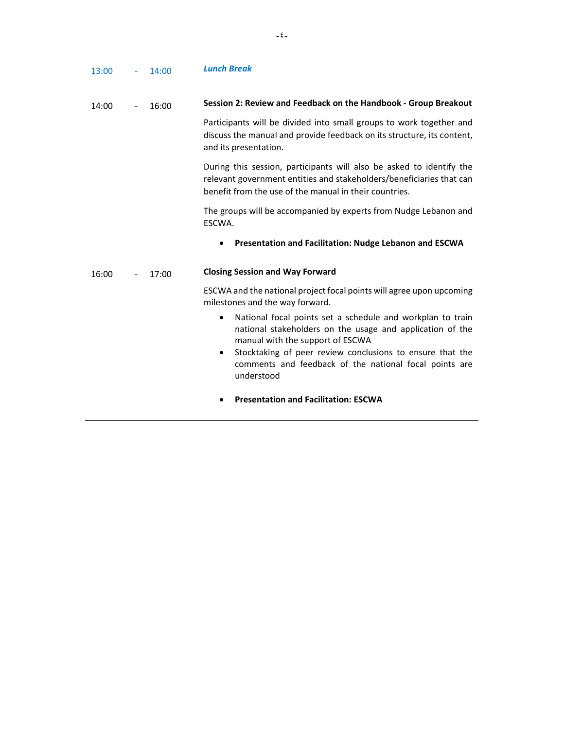13:00 - 14:00 ***Lunch Break***

14:00 - 16:00 **Session 2: Review and Feedback on the Handbook - Group Breakout**

Participants will be divided into small groups to work together and discuss the manual and provide feedback on its structure, its content, and its presentation.

During this session, participants will also be asked to identify the relevant government entities and stakeholders/beneficiaries that can benefit from the use of the manual in their countries.

The groups will be accompanied by experts from Nudge Lebanon and ESCWA.

- **Presentation and Facilitation: Nudge Lebanon and ESCWA**

16:00 - 17:00 **Closing Session and Way Forward**

ESCWA and the national project focal points will agree upon upcoming milestones and the way forward.

- National focal points set a schedule and workplan to train national stakeholders on the usage and application of the manual with the support of ESCWA
- Stocktaking of peer review conclusions to ensure that the comments and feedback of the national focal points are understood

- **Presentation and Facilitation: ESCWA**

---